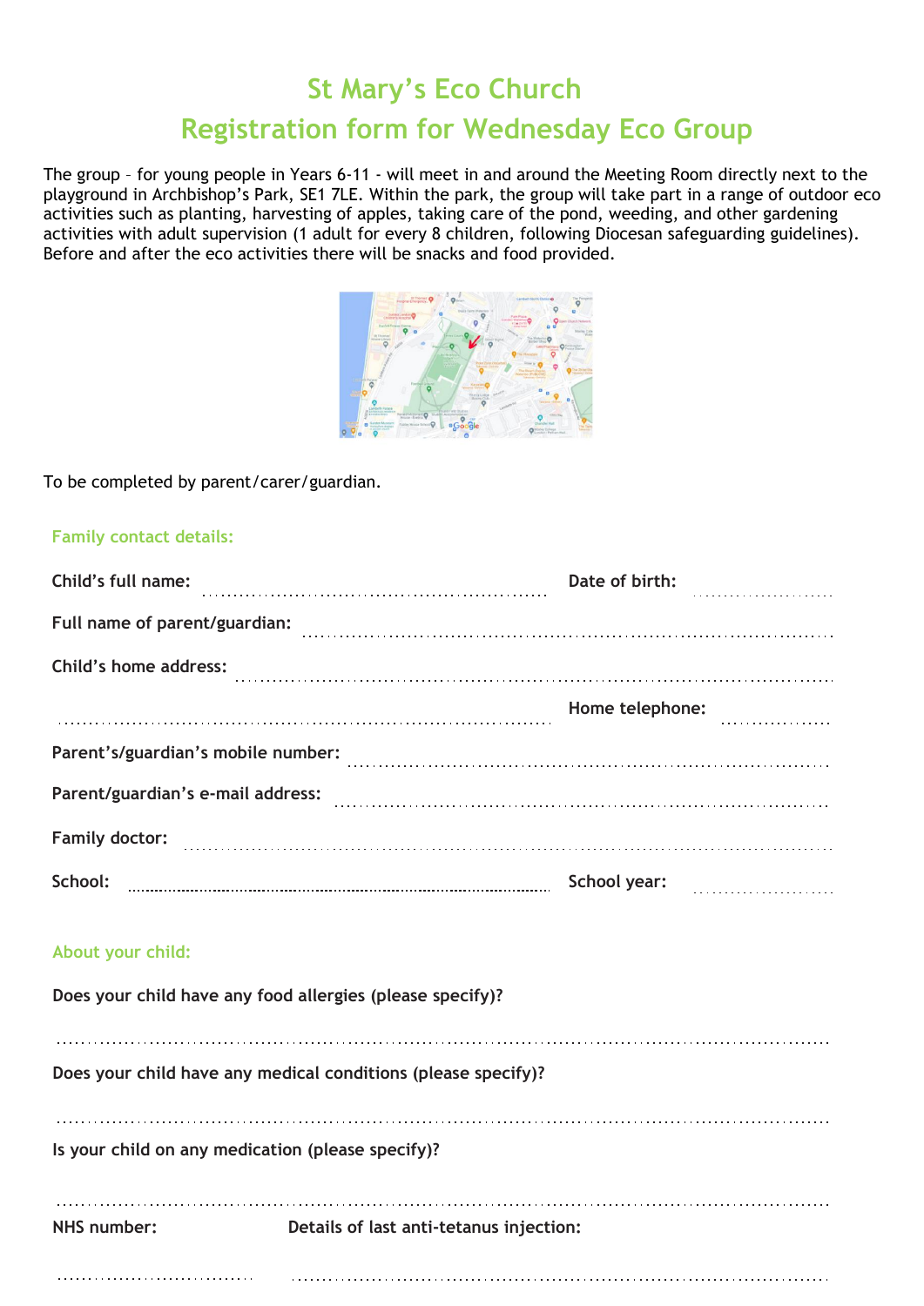# St Mary's Eco Church

## Registration form for Wednesday Eco Group

The group – for young people in Years 6-11 - will meet in and around the Meeting Room directly next to the playground in Archbishop's Park, SE1 7LE. Within the park, the group will take part in a range of outdoor eco activities such as planting, harvesting of apples, taking care of the pond, weeding, and other gardening activities with adult supervision (1 adult for every 8 children, following Diocesan safeguarding guidelines). Before and after the eco activities there will be snacks and food provided.

To be completed by parent/carer/guardian.

### Family contact details:

**Child's full name:** ........................................................ **Date of birth:** ........................

**Full name of parent/guardian:** ..................................................................................

**Child's home address:** ..................................................................................

.................................................................................. **Home telephone:** ................

**Parent's/guardian's mobile number:** ..................................................................................

**Parent/guardian's e-mail address:** ..................................................................................

**Family doctor:** ..................................................................................

**School:** .................................................................................. **School year:** ........................

### About your child:

**Does your child have any food allergies (please specify)?**

..................................................................................................................................

**Does your child have any medical conditions (please specify)?**

..................................................................................................................................

**Is your child on any medication (please specify)?**

..................................................................................................................................

**NHS number:** **Details of last anti-tetanus injection:**

.............................. ..................................................................................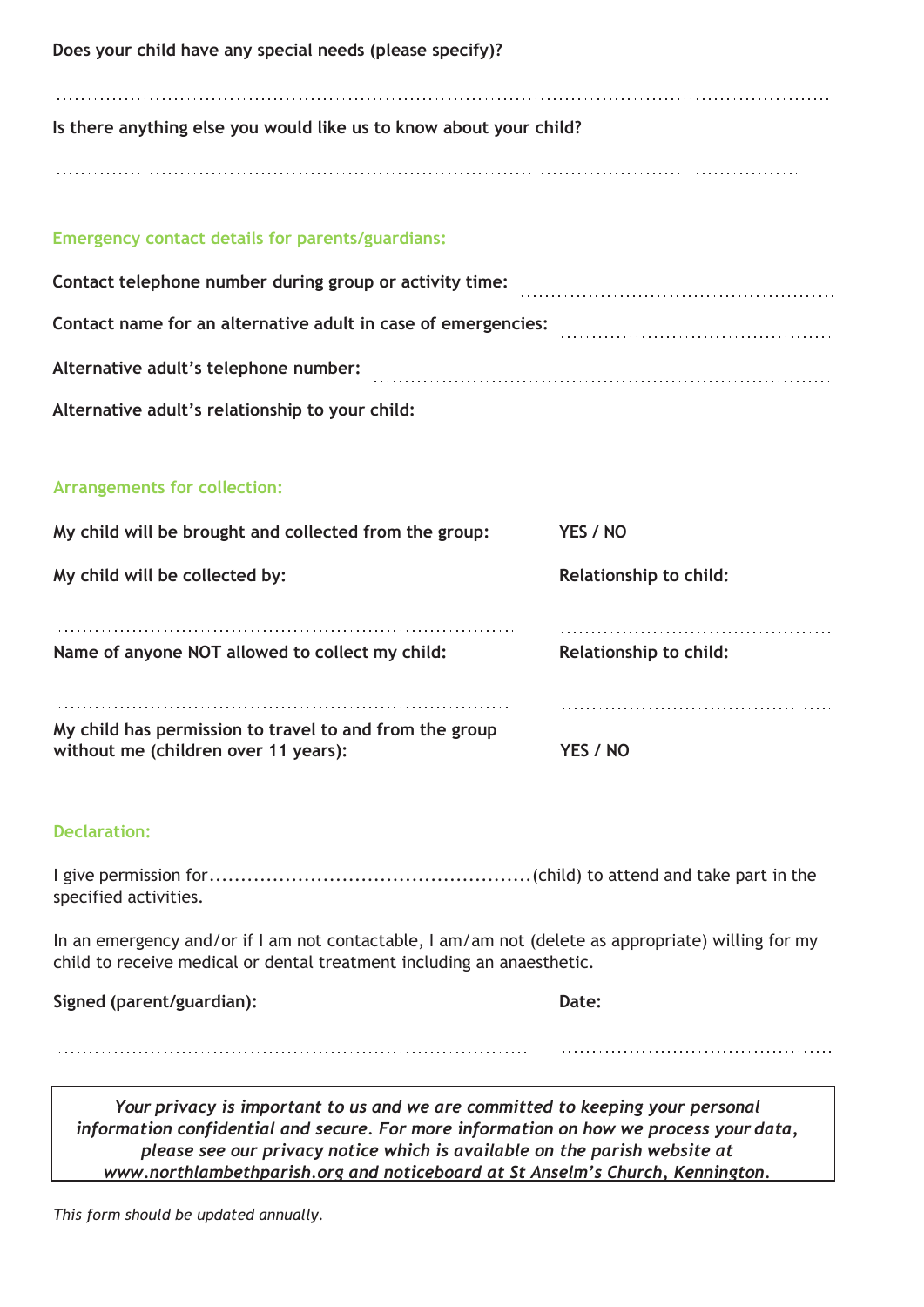**Does your child have any special needs (please specify)?**

..........................................................................................................................................

**Is there anything else you would like us to know about your child?**

..........................................................................................................................................

## Emergency contact details for parents/guardians:

**Contact telephone number during group or activity time:** ..................................................

**Contact name for an alternative adult in case of emergencies:** ..........................................

**Alternative adult's telephone number:** ..........................................................................

**Alternative adult's relationship to your child:** ................................................................

## Arrangements for collection:

**My child will be brought and collected from the group:** **YES / NO**

**My child will be collected by:** .......................................................................

**Relationship to child:** ..........................................

**Name of anyone NOT allowed to collect my child:** .......................................................................

**Relationship to child:** ..........................................

**My child has permission to travel to and from the group without me (children over 11 years):** **YES / NO**

## Declaration:

I give permission for...................................................(child) to attend and take part in the specified activities.

In an emergency and/or if I am not contactable, I am/am not (delete as appropriate) willing for my child to receive medical or dental treatment including an anaesthetic.

**Signed (parent/guardian):** .......................................................................

**Date:** ..........................................

*Your privacy is important to us and we are committed to keeping your personal information confidential and secure. For more information on how we process your data, please see our privacy notice which is available on the parish website at www.northlambethparish.org and noticeboard at St Anselm's Church, Kennington.*

*This form should be updated annually.*